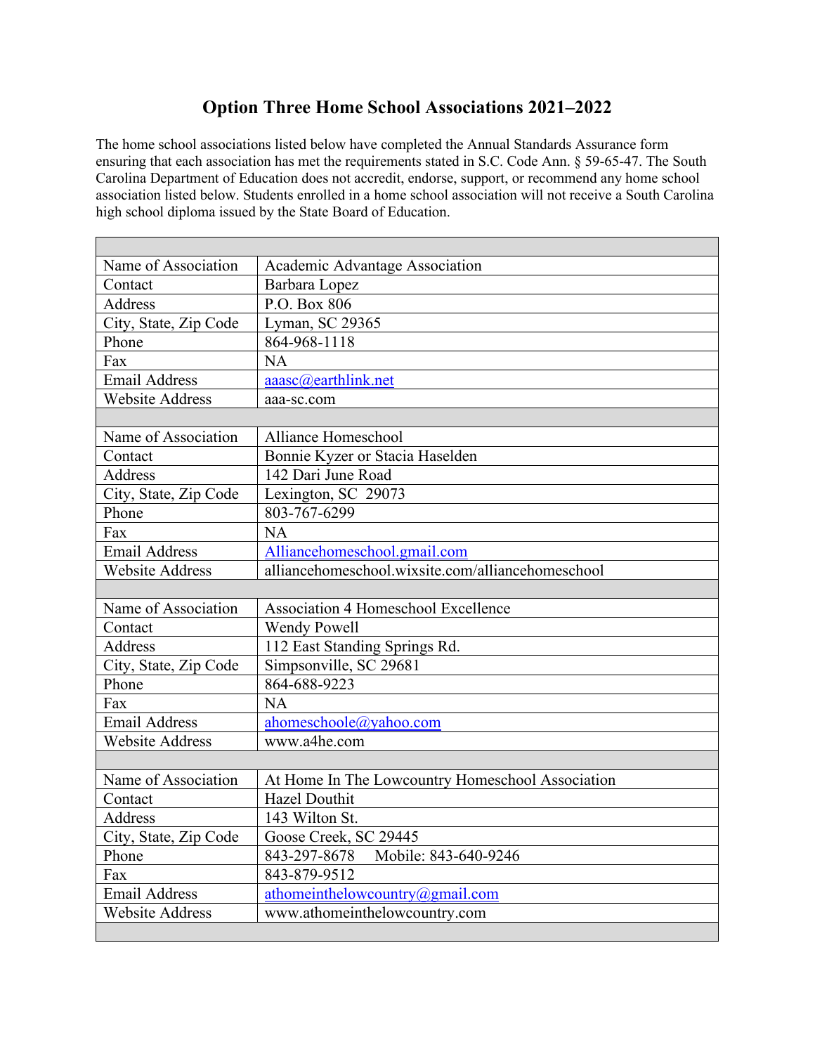# Option Three Home School Associations 2021–2022

The home school associations listed below have completed the Annual Standards Assurance form ensuring that each association has met the requirements stated in S.C. Code Ann. § 59-65-47. The South Carolina Department of Education does not accredit, endorse, support, or recommend any home school association listed below. Students enrolled in a home school association will not receive a South Carolina high school diploma issued by the State Board of Education.

| | |
|---|---|
| Name of Association | Academic Advantage Association |
| Contact | Barbara Lopez |
| Address | P.O. Box 806 |
| City, State, Zip Code | Lyman, SC 29365 |
| Phone | 864-968-1118 |
| Fax | NA |
| Email Address | aaasc@earthlink.net |
| Website Address | aaa-sc.com |
| | |
| Name of Association | Alliance Homeschool |
| Contact | Bonnie Kyzer or Stacia Haselden |
| Address | 142 Dari June Road |
| City, State, Zip Code | Lexington, SC 29073 |
| Phone | 803-767-6299 |
| Fax | NA |
| Email Address | Alliancehomeschool.gmail.com |
| Website Address | alliancehomeschool.wixsite.com/alliancehomeschool |
| | |
| Name of Association | Association 4 Homeschool Excellence |
| Contact | Wendy Powell |
| Address | 112 East Standing Springs Rd. |
| City, State, Zip Code | Simpsonville, SC 29681 |
| Phone | 864-688-9223 |
| Fax | NA |
| Email Address | ahomeschoole@yahoo.com |
| Website Address | www.a4he.com |
| | |
| Name of Association | At Home In The Lowcountry Homeschool Association |
| Contact | Hazel Douthit |
| Address | 143 Wilton St. |
| City, State, Zip Code | Goose Creek, SC 29445 |
| Phone | 843-297-8678 Mobile: 843-640-9246 |
| Fax | 843-879-9512 |
| Email Address | athomeinthelowcountry@gmail.com |
| Website Address | www.athomeinthelowcountry.com |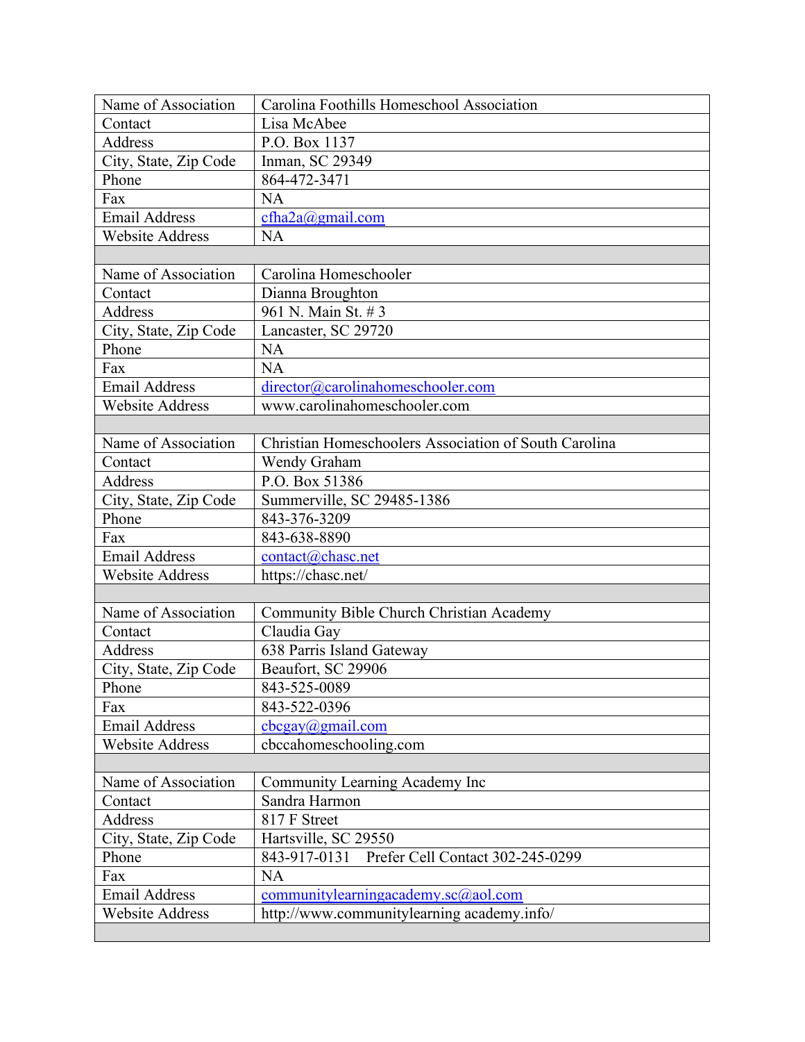| Name of Association | Carolina Foothills Homeschool Association |
|---|---|
| Contact | Lisa McAbee |
| Address | P.O. Box 1137 |
| City, State, Zip Code | Inman, SC 29349 |
| Phone | 864-472-3471 |
| Fax | NA |
| Email Address | cfha2a@gmail.com |
| Website Address | NA |
| | |
| Name of Association | Carolina Homeschooler |
| Contact | Dianna Broughton |
| Address | 961 N. Main St. # 3 |
| City, State, Zip Code | Lancaster, SC 29720 |
| Phone | NA |
| Fax | NA |
| Email Address | director@carolinahomeschooler.com |
| Website Address | www.carolinahomeschooler.com |
| | |
| Name of Association | Christian Homeschoolers Association of South Carolina |
| Contact | Wendy Graham |
| Address | P.O. Box 51386 |
| City, State, Zip Code | Summerville, SC 29485-1386 |
| Phone | 843-376-3209 |
| Fax | 843-638-8890 |
| Email Address | contact@chasc.net |
| Website Address | https://chasc.net/ |
| | |
| Name of Association | Community Bible Church Christian Academy |
| Contact | Claudia Gay |
| Address | 638 Parris Island Gateway |
| City, State, Zip Code | Beaufort, SC 29906 |
| Phone | 843-525-0089 |
| Fax | 843-522-0396 |
| Email Address | cbcgay@gmail.com |
| Website Address | cbccahomeschooling.com |
| | |
| Name of Association | Community Learning Academy Inc |
| Contact | Sandra Harmon |
| Address | 817 F Street |
| City, State, Zip Code | Hartsville, SC 29550 |
| Phone | 843-917-0131 Prefer Cell Contact 302-245-0299 |
| Fax | NA |
| Email Address | communitylearningacademy.sc@aol.com |
| Website Address | http://www.communitylearning academy.info/ |
| | |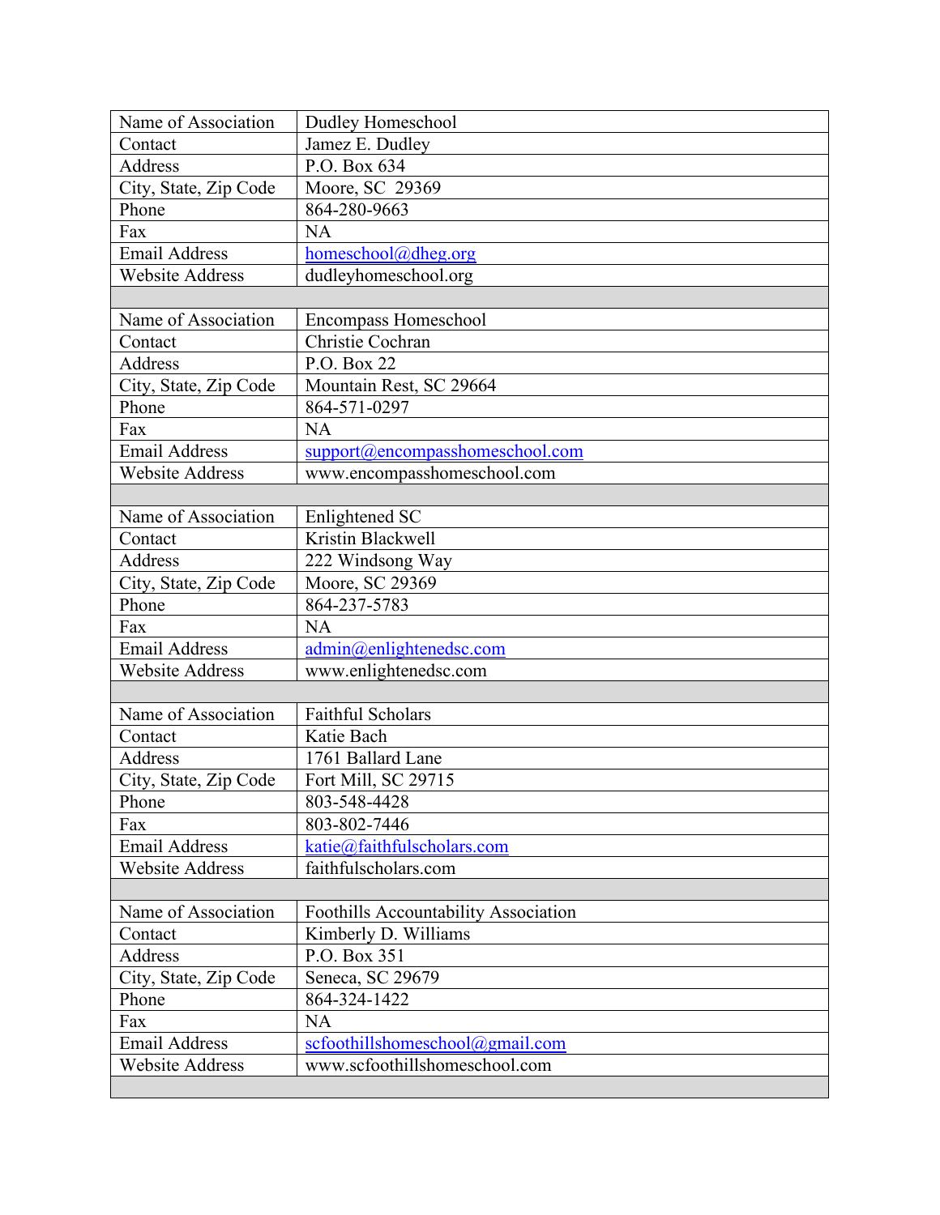| Name of Association | Dudley Homeschool |
|---|---|
| Contact | Jamez E. Dudley |
| Address | P.O. Box 634 |
| City, State, Zip Code | Moore, SC  29369 |
| Phone | 864-280-9663 |
| Fax | NA |
| Email Address | homeschool@dheg.org |
| Website Address | dudleyhomeschool.org |

| Name of Association | Encompass Homeschool |
|---|---|
| Contact | Christie Cochran |
| Address | P.O. Box 22 |
| City, State, Zip Code | Mountain Rest, SC 29664 |
| Phone | 864-571-0297 |
| Fax | NA |
| Email Address | support@encompasshomeschool.com |
| Website Address | www.encompasshomeschool.com |

| Name of Association | Enlightened SC |
|---|---|
| Contact | Kristin Blackwell |
| Address | 222 Windsong Way |
| City, State, Zip Code | Moore, SC 29369 |
| Phone | 864-237-5783 |
| Fax | NA |
| Email Address | admin@enlightenedsc.com |
| Website Address | www.enlightenedsc.com |

| Name of Association | Faithful Scholars |
|---|---|
| Contact | Katie Bach |
| Address | 1761 Ballard Lane |
| City, State, Zip Code | Fort Mill, SC 29715 |
| Phone | 803-548-4428 |
| Fax | 803-802-7446 |
| Email Address | katie@faithfulscholars.com |
| Website Address | faithfulscholars.com |

| Name of Association | Foothills Accountability Association |
|---|---|
| Contact | Kimberly D. Williams |
| Address | P.O. Box 351 |
| City, State, Zip Code | Seneca, SC 29679 |
| Phone | 864-324-1422 |
| Fax | NA |
| Email Address | scfoothillshomeschool@gmail.com |
| Website Address | www.scfoothillshomeschool.com |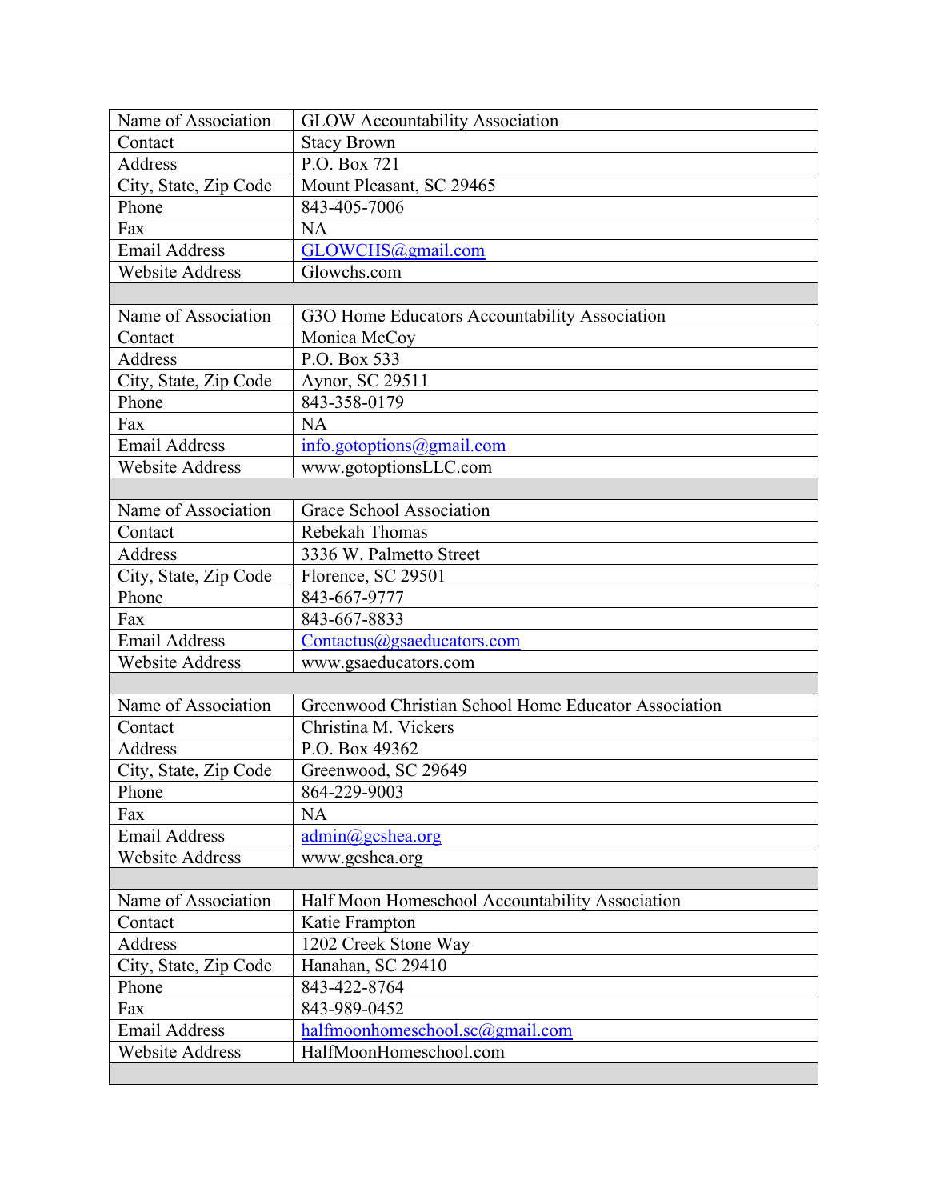| Name of Association | GLOW Accountability Association |
|---|---|
| Contact | Stacy Brown |
| Address | P.O. Box 721 |
| City, State, Zip Code | Mount Pleasant, SC 29465 |
| Phone | 843-405-7006 |
| Fax | NA |
| Email Address | GLOWCHS@gmail.com |
| Website Address | Glowchs.com |
| | |
| Name of Association | G3O Home Educators Accountability Association |
| Contact | Monica McCoy |
| Address | P.O. Box 533 |
| City, State, Zip Code | Aynor, SC 29511 |
| Phone | 843-358-0179 |
| Fax | NA |
| Email Address | info.gotoptions@gmail.com |
| Website Address | www.gotoptionsLLC.com |
| | |
| Name of Association | Grace School Association |
| Contact | Rebekah Thomas |
| Address | 3336 W. Palmetto Street |
| City, State, Zip Code | Florence, SC 29501 |
| Phone | 843-667-9777 |
| Fax | 843-667-8833 |
| Email Address | Contactus@gsaeducators.com |
| Website Address | www.gsaeducators.com |
| | |
| Name of Association | Greenwood Christian School Home Educator Association |
| Contact | Christina M. Vickers |
| Address | P.O. Box 49362 |
| City, State, Zip Code | Greenwood, SC 29649 |
| Phone | 864-229-9003 |
| Fax | NA |
| Email Address | admin@gcshea.org |
| Website Address | www.gcshea.org |
| | |
| Name of Association | Half Moon Homeschool Accountability Association |
| Contact | Katie Frampton |
| Address | 1202 Creek Stone Way |
| City, State, Zip Code | Hanahan, SC 29410 |
| Phone | 843-422-8764 |
| Fax | 843-989-0452 |
| Email Address | halfmoonhomeschool.sc@gmail.com |
| Website Address | HalfMoonHomeschool.com |
| | |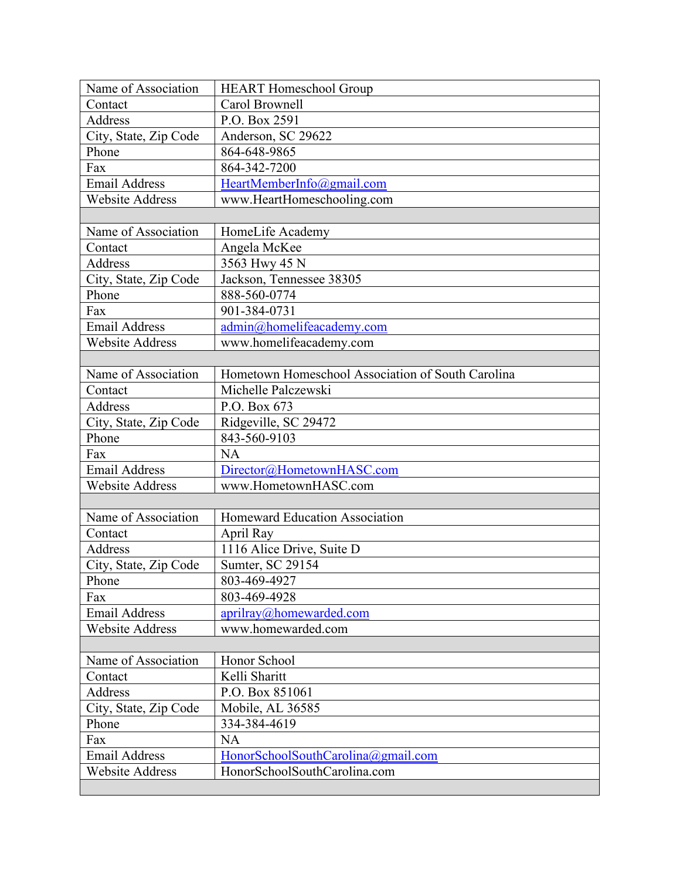| Name of Association | HEART Homeschool Group |
|---|---|
| Contact | Carol Brownell |
| Address | P.O. Box 2591 |
| City, State, Zip Code | Anderson, SC 29622 |
| Phone | 864-648-9865 |
| Fax | 864-342-7200 |
| Email Address | HeartMemberInfo@gmail.com |
| Website Address | www.HeartHomeschooling.com |
| | |
| Name of Association | HomeLife Academy |
| Contact | Angela McKee |
| Address | 3563 Hwy 45 N |
| City, State, Zip Code | Jackson, Tennessee 38305 |
| Phone | 888-560-0774 |
| Fax | 901-384-0731 |
| Email Address | admin@homelifeacademy.com |
| Website Address | www.homelifeacademy.com |
| | |
| Name of Association | Hometown Homeschool Association of South Carolina |
| Contact | Michelle Palczewski |
| Address | P.O. Box 673 |
| City, State, Zip Code | Ridgeville, SC 29472 |
| Phone | 843-560-9103 |
| Fax | NA |
| Email Address | Director@HometownHASC.com |
| Website Address | www.HometownHASC.com |
| | |
| Name of Association | Homeward Education Association |
| Contact | April Ray |
| Address | 1116 Alice Drive, Suite D |
| City, State, Zip Code | Sumter, SC 29154 |
| Phone | 803-469-4927 |
| Fax | 803-469-4928 |
| Email Address | aprilray@homewarded.com |
| Website Address | www.homewarded.com |
| | |
| Name of Association | Honor School |
| Contact | Kelli Sharitt |
| Address | P.O. Box 851061 |
| City, State, Zip Code | Mobile, AL 36585 |
| Phone | 334-384-4619 |
| Fax | NA |
| Email Address | HonorSchoolSouthCarolina@gmail.com |
| Website Address | HonorSchoolSouthCarolina.com |
| | |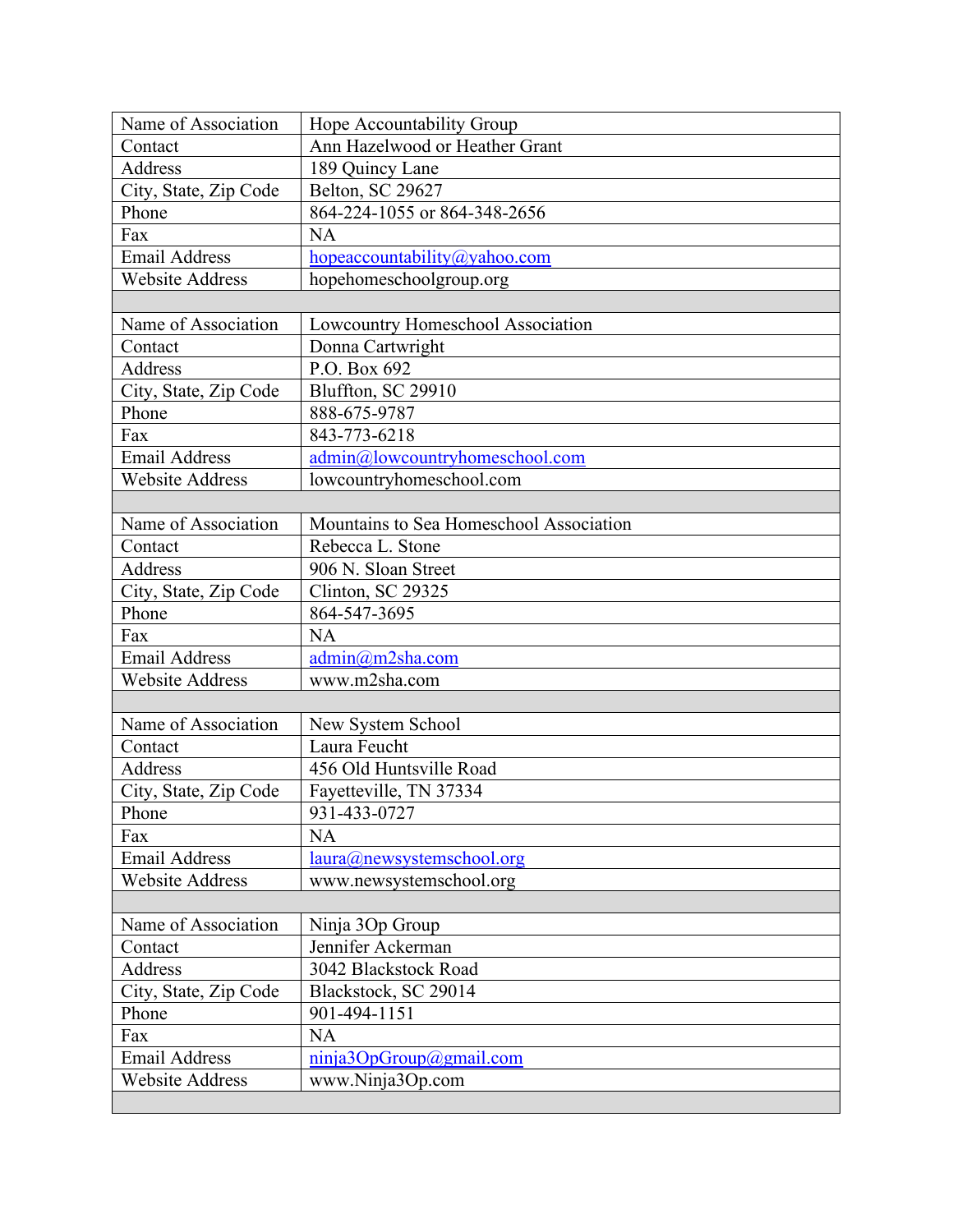| Name of Association | Hope Accountability Group |
| --- | --- |
| Contact | Ann Hazelwood or Heather Grant |
| Address | 189 Quincy Lane |
| City, State, Zip Code | Belton, SC 29627 |
| Phone | 864-224-1055 or 864-348-2656 |
| Fax | NA |
| Email Address | hopeaccountability@yahoo.com |
| Website Address | hopehomeschoolgroup.org |

| Name of Association | Lowcountry Homeschool Association |
| --- | --- |
| Contact | Donna Cartwright |
| Address | P.O. Box 692 |
| City, State, Zip Code | Bluffton, SC 29910 |
| Phone | 888-675-9787 |
| Fax | 843-773-6218 |
| Email Address | admin@lowcountryhomeschool.com |
| Website Address | lowcountryhomeschool.com |

| Name of Association | Mountains to Sea Homeschool Association |
| --- | --- |
| Contact | Rebecca L. Stone |
| Address | 906 N. Sloan Street |
| City, State, Zip Code | Clinton, SC 29325 |
| Phone | 864-547-3695 |
| Fax | NA |
| Email Address | admin@m2sha.com |
| Website Address | www.m2sha.com |

| Name of Association | New System School |
| --- | --- |
| Contact | Laura Feucht |
| Address | 456 Old Huntsville Road |
| City, State, Zip Code | Fayetteville, TN 37334 |
| Phone | 931-433-0727 |
| Fax | NA |
| Email Address | laura@newsystemschool.org |
| Website Address | www.newsystemschool.org |

| Name of Association | Ninja 3Op Group |
| --- | --- |
| Contact | Jennifer Ackerman |
| Address | 3042 Blackstock Road |
| City, State, Zip Code | Blackstock, SC 29014 |
| Phone | 901-494-1151 |
| Fax | NA |
| Email Address | ninja3OpGroup@gmail.com |
| Website Address | www.Ninja3Op.com |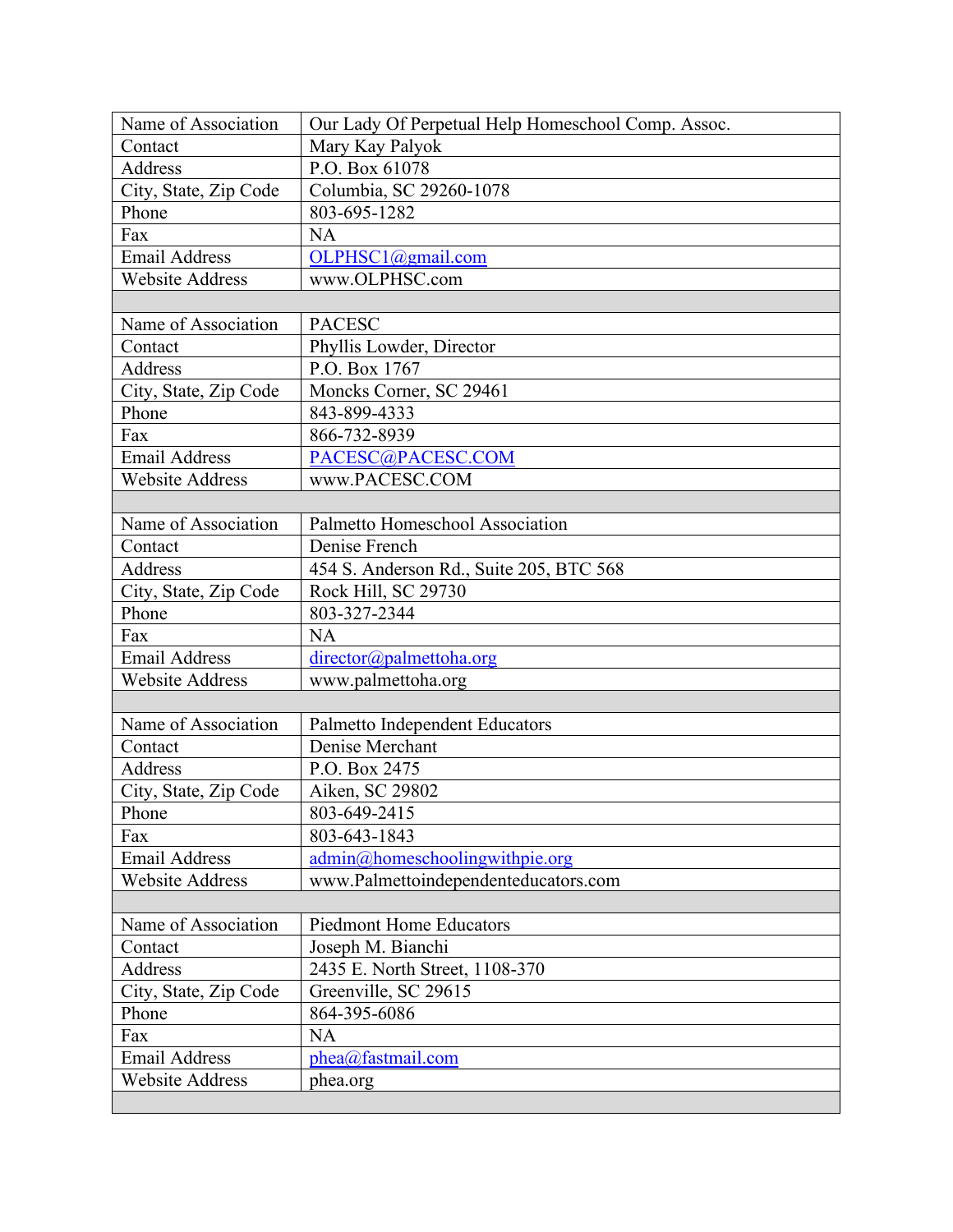| Name of Association | Our Lady Of Perpetual Help Homeschool Comp. Assoc. |
|---|---|
| Contact | Mary Kay Palyok |
| Address | P.O. Box 61078 |
| City, State, Zip Code | Columbia, SC 29260-1078 |
| Phone | 803-695-1282 |
| Fax | NA |
| Email Address | OLPHSC1@gmail.com |
| Website Address | www.OLPHSC.com |
| | |
| Name of Association | PACESC |
| Contact | Phyllis Lowder, Director |
| Address | P.O. Box 1767 |
| City, State, Zip Code | Moncks Corner, SC 29461 |
| Phone | 843-899-4333 |
| Fax | 866-732-8939 |
| Email Address | PACESC@PACESC.COM |
| Website Address | www.PACESC.COM |
| | |
| Name of Association | Palmetto Homeschool Association |
| Contact | Denise French |
| Address | 454 S. Anderson Rd., Suite 205, BTC 568 |
| City, State, Zip Code | Rock Hill, SC 29730 |
| Phone | 803-327-2344 |
| Fax | NA |
| Email Address | director@palmettoha.org |
| Website Address | www.palmettoha.org |
| | |
| Name of Association | Palmetto Independent Educators |
| Contact | Denise Merchant |
| Address | P.O. Box 2475 |
| City, State, Zip Code | Aiken, SC 29802 |
| Phone | 803-649-2415 |
| Fax | 803-643-1843 |
| Email Address | admin@homeschoolingwithpie.org |
| Website Address | www.Palmettoindependenteducators.com |
| | |
| Name of Association | Piedmont Home Educators |
| Contact | Joseph M. Bianchi |
| Address | 2435 E. North Street, 1108-370 |
| City, State, Zip Code | Greenville, SC 29615 |
| Phone | 864-395-6086 |
| Fax | NA |
| Email Address | phea@fastmail.com |
| Website Address | phea.org |
| | |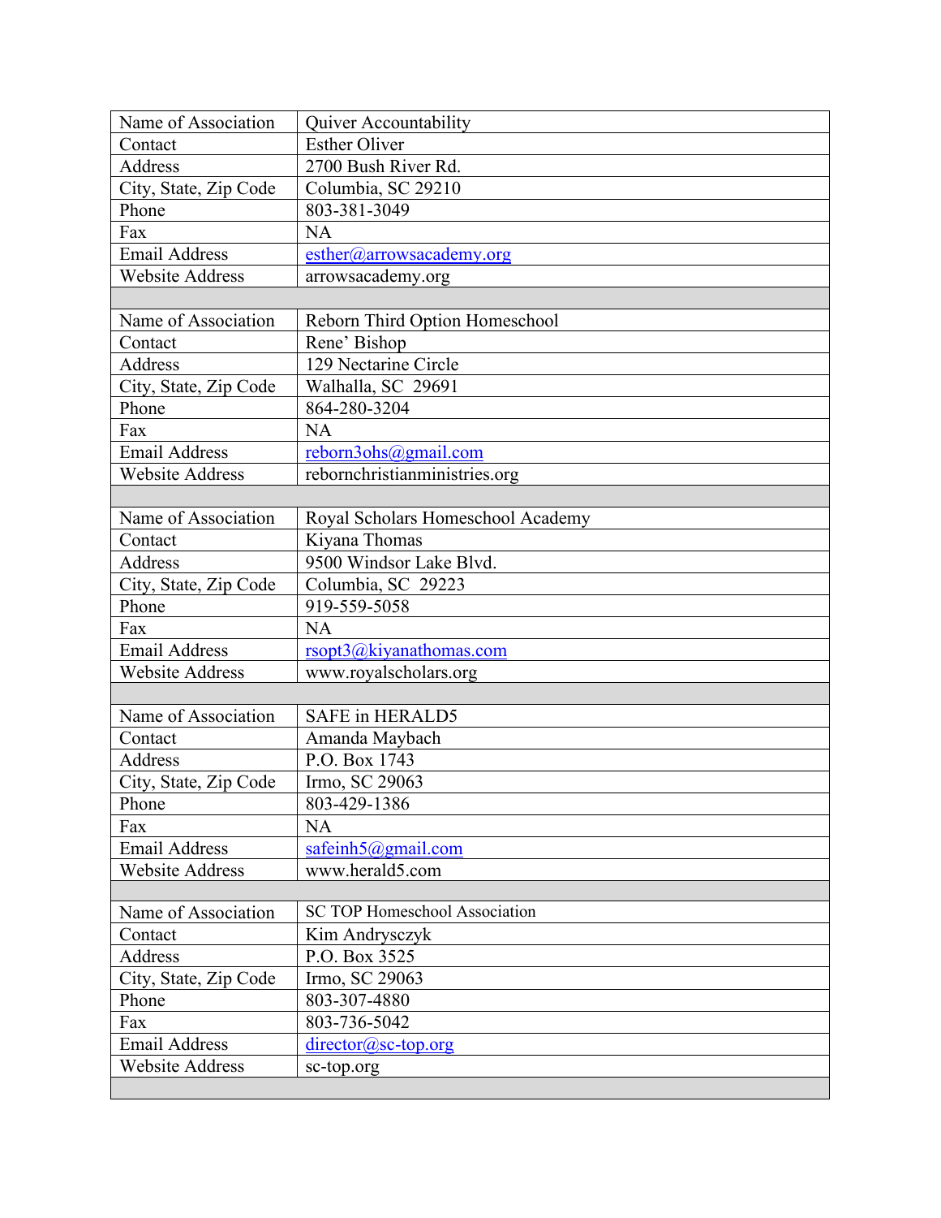| Name of Association | Quiver Accountability |
|---|---|
| Contact | Esther Oliver |
| Address | 2700 Bush River Rd. |
| City, State, Zip Code | Columbia, SC 29210 |
| Phone | 803-381-3049 |
| Fax | NA |
| Email Address | esther@arrowsacademy.org |
| Website Address | arrowsacademy.org |

| Name of Association | Reborn Third Option Homeschool |
|---|---|
| Contact | Rene' Bishop |
| Address | 129 Nectarine Circle |
| City, State, Zip Code | Walhalla, SC 29691 |
| Phone | 864-280-3204 |
| Fax | NA |
| Email Address | reborn3ohs@gmail.com |
| Website Address | reborncristianministries.org |

| Name of Association | Royal Scholars Homeschool Academy |
|---|---|
| Contact | Kiyana Thomas |
| Address | 9500 Windsor Lake Blvd. |
| City, State, Zip Code | Columbia, SC 29223 |
| Phone | 919-559-5058 |
| Fax | NA |
| Email Address | rsopt3@kiyanathomas.com |
| Website Address | www.royalscholars.org |

| Name of Association | SAFE in HERALD5 |
|---|---|
| Contact | Amanda Maybach |
| Address | P.O. Box 1743 |
| City, State, Zip Code | Irmo, SC 29063 |
| Phone | 803-429-1386 |
| Fax | NA |
| Email Address | safeinh5@gmail.com |
| Website Address | www.herald5.com |

| Name of Association | SC TOP Homeschool Association |
|---|---|
| Contact | Kim Andrysczyk |
| Address | P.O. Box 3525 |
| City, State, Zip Code | Irmo, SC 29063 |
| Phone | 803-307-4880 |
| Fax | 803-736-5042 |
| Email Address | director@sc-top.org |
| Website Address | sc-top.org |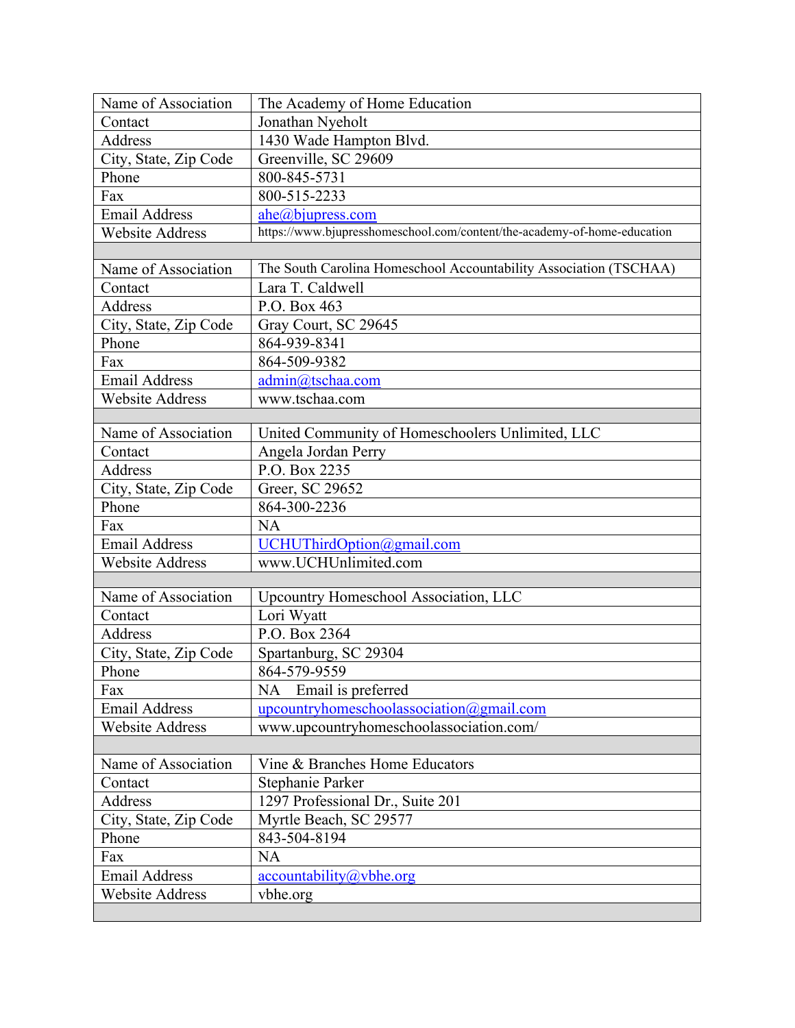| Name of Association | The Academy of Home Education |
|---|---|
| Contact | Jonathan Nyeholt |
| Address | 1430 Wade Hampton Blvd. |
| City, State, Zip Code | Greenville, SC 29609 |
| Phone | 800-845-5731 |
| Fax | 800-515-2233 |
| Email Address | ahe@bjupress.com |
| Website Address | https://www.bjupresshomeschool.com/content/the-academy-of-home-education |
| | |
| Name of Association | The South Carolina Homeschool Accountability Association (TSCHAA) |
| Contact | Lara T. Caldwell |
| Address | P.O. Box 463 |
| City, State, Zip Code | Gray Court, SC 29645 |
| Phone | 864-939-8341 |
| Fax | 864-509-9382 |
| Email Address | admin@tschaa.com |
| Website Address | www.tschaa.com |
| | |
| Name of Association | United Community of Homeschoolers Unlimited, LLC |
| Contact | Angela Jordan Perry |
| Address | P.O. Box 2235 |
| City, State, Zip Code | Greer, SC 29652 |
| Phone | 864-300-2236 |
| Fax | NA |
| Email Address | UCHUThirdOption@gmail.com |
| Website Address | www.UCHUnlimited.com |
| | |
| Name of Association | Upcountry Homeschool Association, LLC |
| Contact | Lori Wyatt |
| Address | P.O. Box 2364 |
| City, State, Zip Code | Spartanburg, SC 29304 |
| Phone | 864-579-9559 |
| Fax | NA Email is preferred |
| Email Address | upcountryhomeschoolassociation@gmail.com |
| Website Address | www.upcountryhomeschoolassociation.com/ |
| | |
| Name of Association | Vine & Branches Home Educators |
| Contact | Stephanie Parker |
| Address | 1297 Professional Dr., Suite 201 |
| City, State, Zip Code | Myrtle Beach, SC 29577 |
| Phone | 843-504-8194 |
| Fax | NA |
| Email Address | accountability@vbhe.org |
| Website Address | vbhe.org |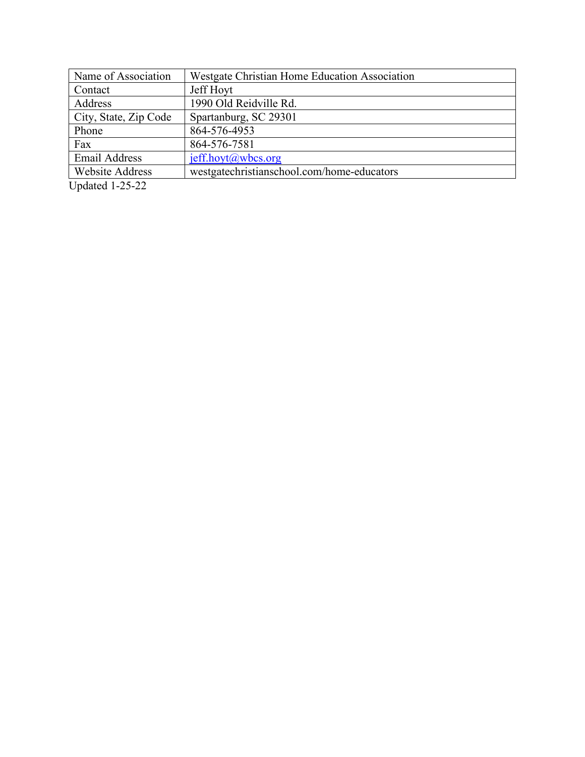| | |
|---|---|
| Name of Association | Westgate Christian Home Education Association |
| Contact | Jeff Hoyt |
| Address | 1990 Old Reidville Rd. |
| City, State, Zip Code | Spartanburg, SC 29301 |
| Phone | 864-576-4953 |
| Fax | 864-576-7581 |
| Email Address | jeff.hoyt@wbcs.org |
| Website Address | westgatechristianschool.com/home-educators |

Updated 1-25-22